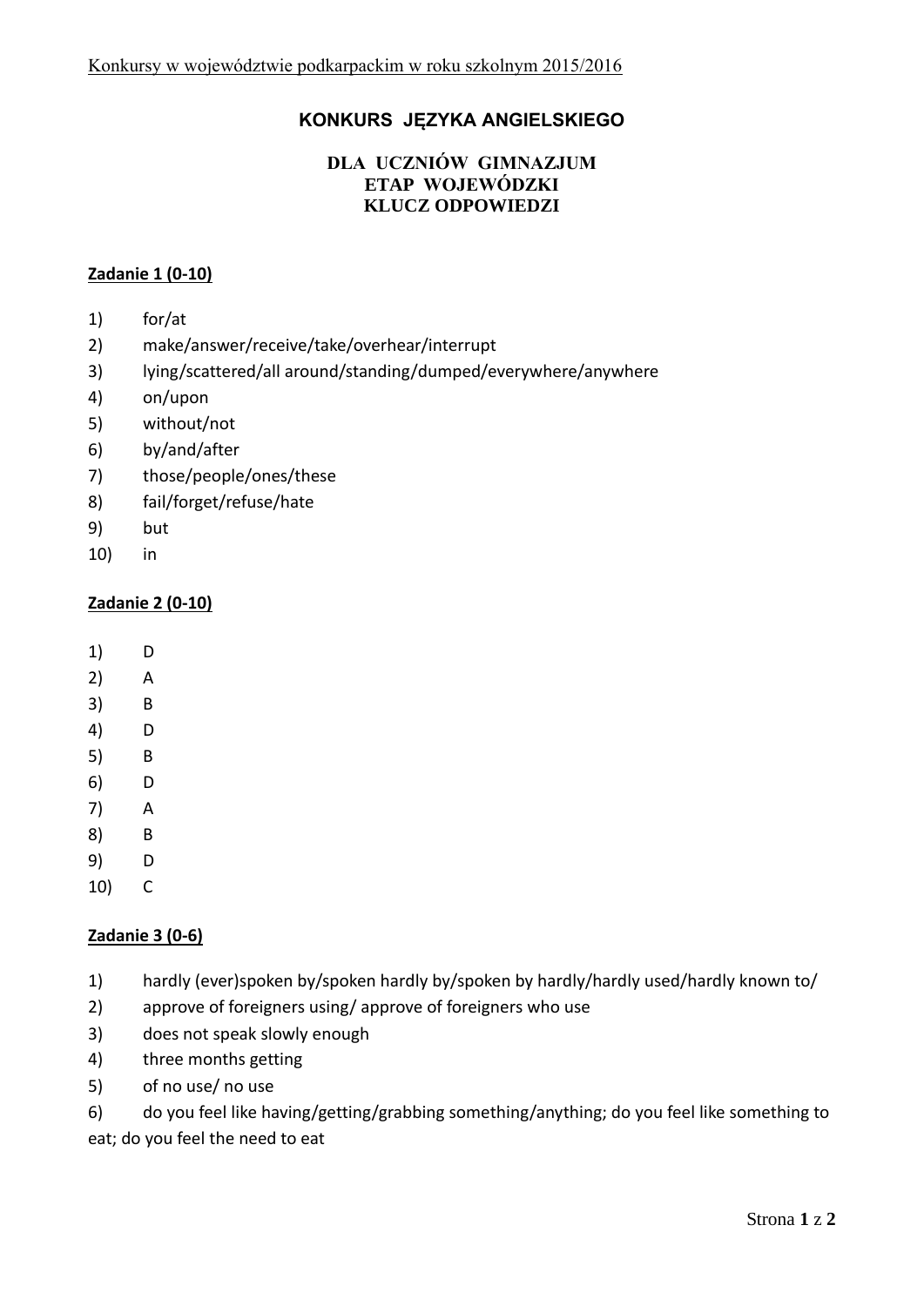Konkursy w województwie podkarpackim w roku szkolnym 2015/2016

## KONKURS JĘZYKA ANGIELSKIEGO

### DLA UCZNIÓW GIMNAZJUM
### ETAP WOJEWÓDZKI
### KLUCZ ODPOWIEDZI

**Zadanie 1 (0-10)**

1) for/at
2) make/answer/receive/take/overhear/interrupt
3) lying/scattered/all around/standing/dumped/everywhere/anywhere
4) on/upon
5) without/not
6) by/and/after
7) those/people/ones/these
8) fail/forget/refuse/hate
9) but
10) in

**Zadanie 2 (0-10)**

1) D
2) A
3) B
4) D
5) B
6) D
7) A
8) B
9) D
10) C

**Zadanie 3 (0-6)**

1) hardly (ever)spoken by/spoken hardly by/spoken by hardly/hardly used/hardly known to/
2) approve of foreigners using/ approve of foreigners who use
3) does not speak slowly enough
4) three months getting
5) of no use/ no use
6) do you feel like having/getting/grabbing something/anything; do you feel like something to eat; do you feel the need to eat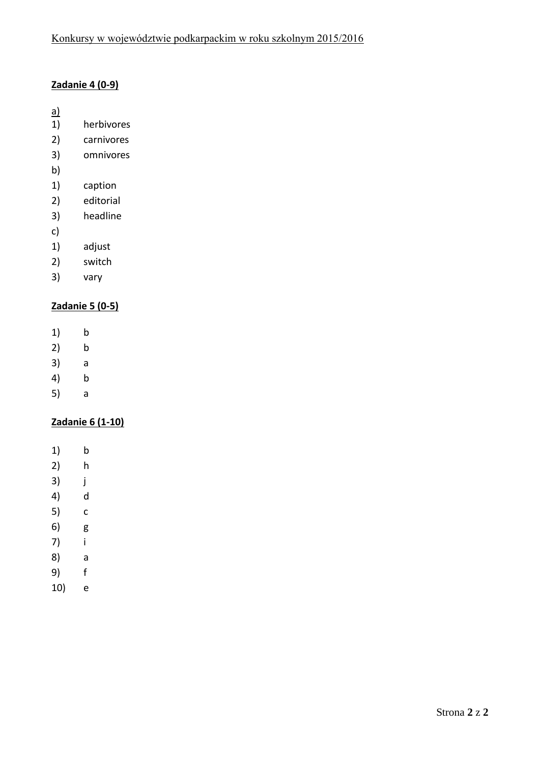**Zadanie 4 (0-9)**

a)
1) herbivores
2) carnivores
3) omnivores

b)
1) caption
2) editorial
3) headline

c)
1) adjust
2) switch
3) vary

**Zadanie 5 (0-5)**

1) b
2) b
3) a
4) b
5) a

**Zadanie 6 (1-10)**

1) b
2) h
3) j
4) d
5) c
6) g
7) i
8) a
9) f
10) e